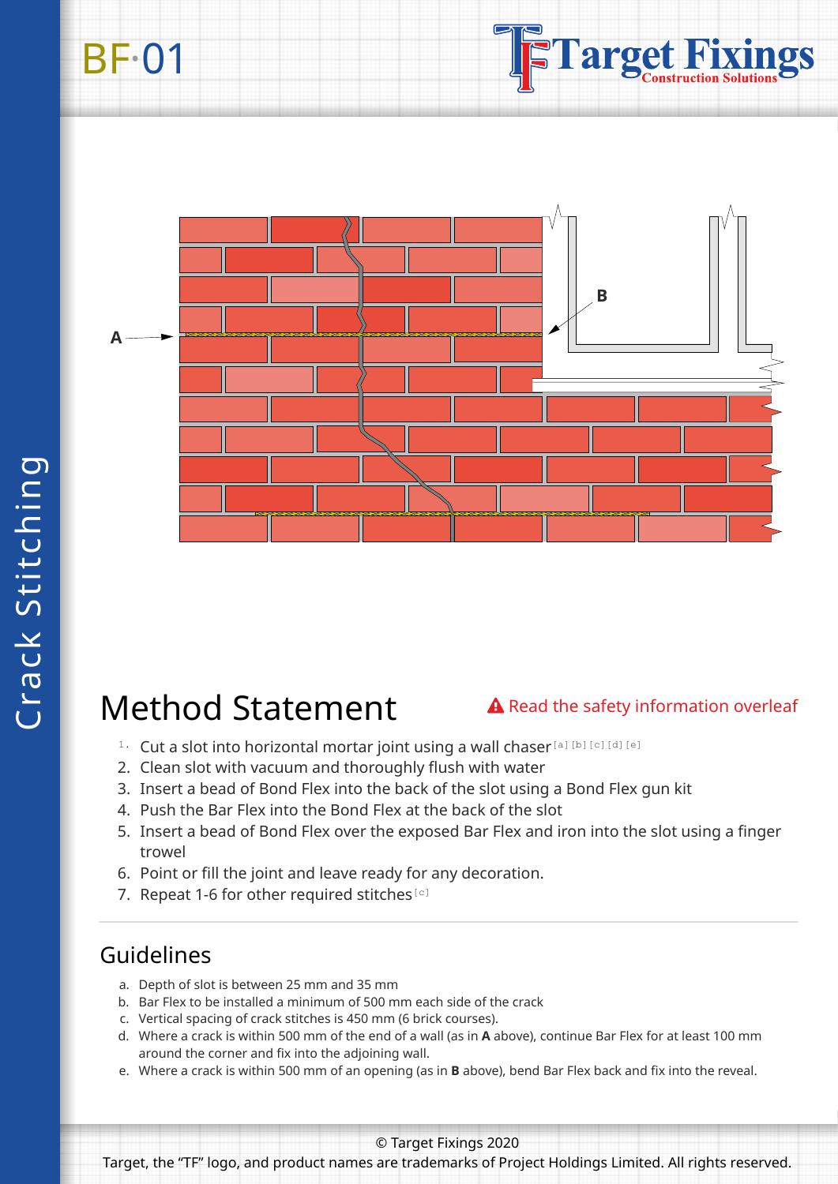BF·01

Crack Stitching

A

B

# Method Statement

Read the safety information overleaf

1. Cut a slot into horizontal mortar joint using a wall chaser [a] [b] [c] [d] [e]
2. Clean slot with vacuum and thoroughly flush with water
3. Insert a bead of Bond Flex into the back of the slot using a Bond Flex gun kit
4. Push the Bar Flex into the Bond Flex at the back of the slot
5. Insert a bead of Bond Flex over the exposed Bar Flex and iron into the slot using a finger trowel
6. Point or fill the joint and leave ready for any decoration.
7. Repeat 1-6 for other required stitches [c]

## Guidelines

a. Depth of slot is between 25 mm and 35 mm
b. Bar Flex to be installed a minimum of 500 mm each side of the crack
c. Vertical spacing of crack stitches is 450 mm (6 brick courses).
d. Where a crack is within 500 mm of the end of a wall (as in **A** above), continue Bar Flex for at least 100 mm around the corner and fix into the adjoining wall.
e. Where a crack is within 500 mm of an opening (as in **B** above), bend Bar Flex back and fix into the reveal.

© Target Fixings 2020

Target, the "TF" logo, and product names are trademarks of Project Holdings Limited. All rights reserved.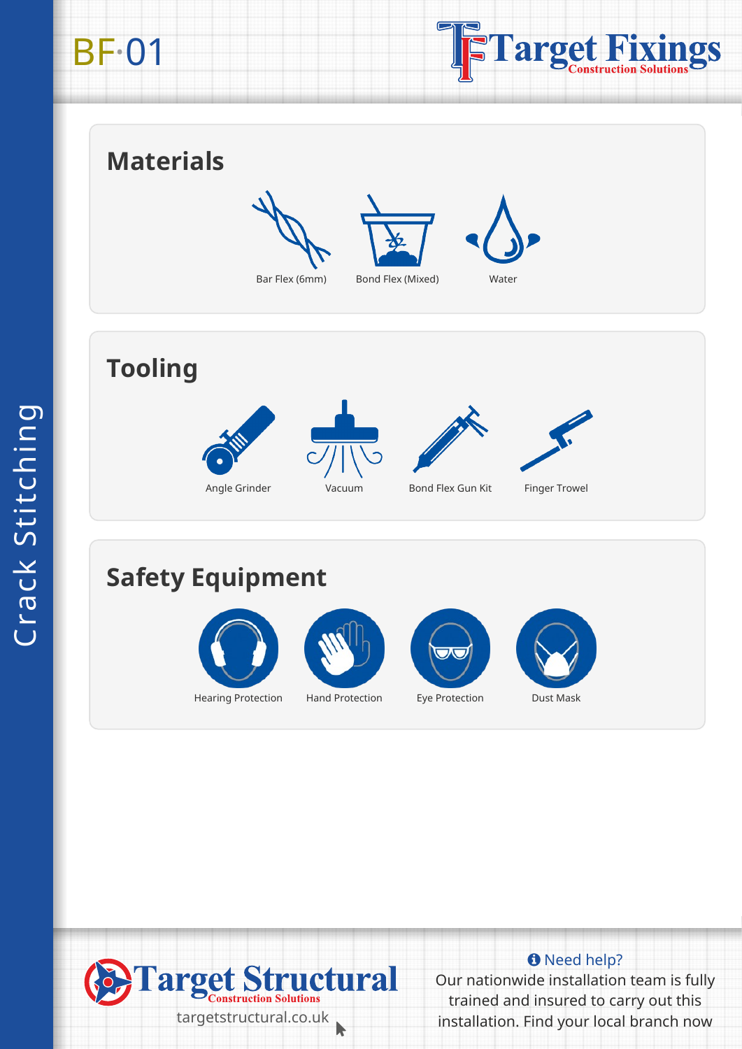BF·01

Target Fixings
Construction Solutions

Crack Stitching

## Materials

- Bar Flex (6mm)
- Bond Flex (Mixed)
- Water

## Tooling

- Angle Grinder
- Vacuum
- Bond Flex Gun Kit
- Finger Trowel

## Safety Equipment

- Hearing Protection
- Hand Protection
- Eye Protection
- Dust Mask

Target Structural
Construction Solutions
targetstructural.co.uk

Need help?
Our nationwide installation team is fully trained and insured to carry out this installation. Find your local branch now